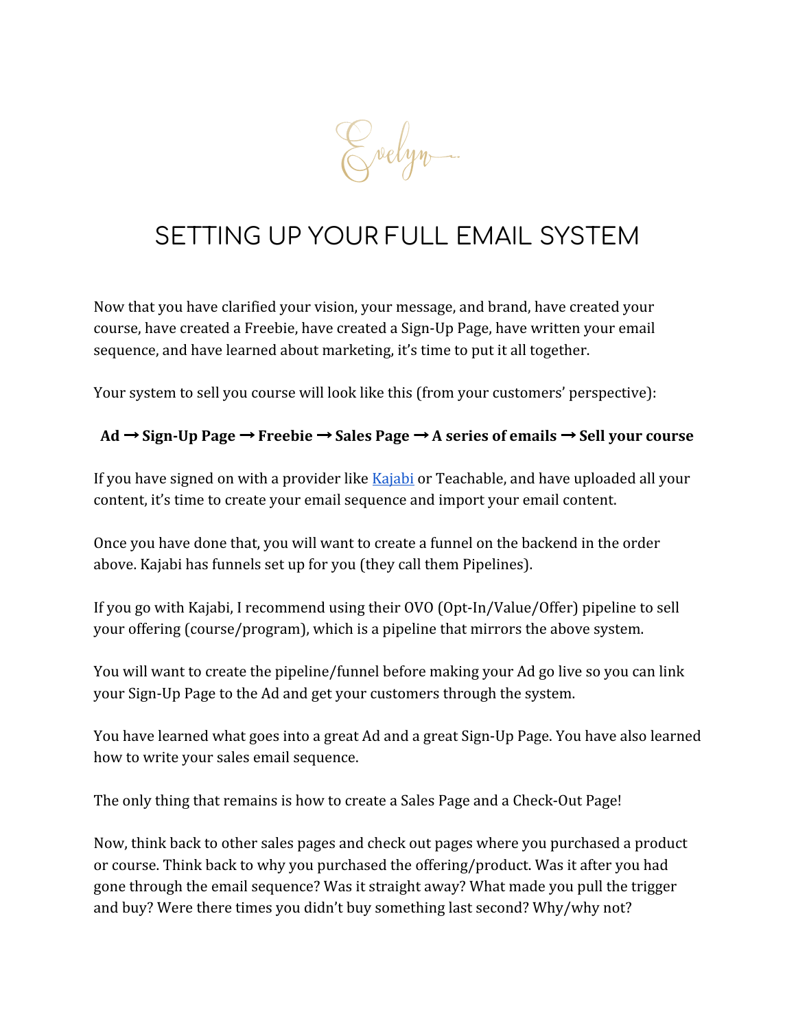Evelyn

# SETTING UP YOUR FULL EMAIL SYSTEM

Now that you have clarified your vision, your message, and brand, have created your course, have created a Freebie, have created a Sign-Up Page, have written your email sequence, and have learned about marketing, it's time to put it all together.

Your system to sell you course will look like this (from your customers' perspective):

**Ad ➞ Sign-Up Page ➞ Freebie ➞ Sales Page ➞ A series of emails ➞ Sell your course**

If you have signed on with a provider like [Kajabi] or Teachable, and have uploaded all your content, it's time to create your email sequence and import your email content.

Once you have done that, you will want to create a funnel on the backend in the order above. Kajabi has funnels set up for you (they call them Pipelines).

If you go with Kajabi, I recommend using their OVO (Opt-In/Value/Offer) pipeline to sell your offering (course/program), which is a pipeline that mirrors the above system.

You will want to create the pipeline/funnel before making your Ad go live so you can link your Sign-Up Page to the Ad and get your customers through the system.

You have learned what goes into a great Ad and a great Sign-Up Page. You have also learned how to write your sales email sequence.

The only thing that remains is how to create a Sales Page and a Check-Out Page!

Now, think back to other sales pages and check out pages where you purchased a product or course. Think back to why you purchased the offering/product. Was it after you had gone through the email sequence? Was it straight away? What made you pull the trigger and buy? Were there times you didn't buy something last second? Why/why not?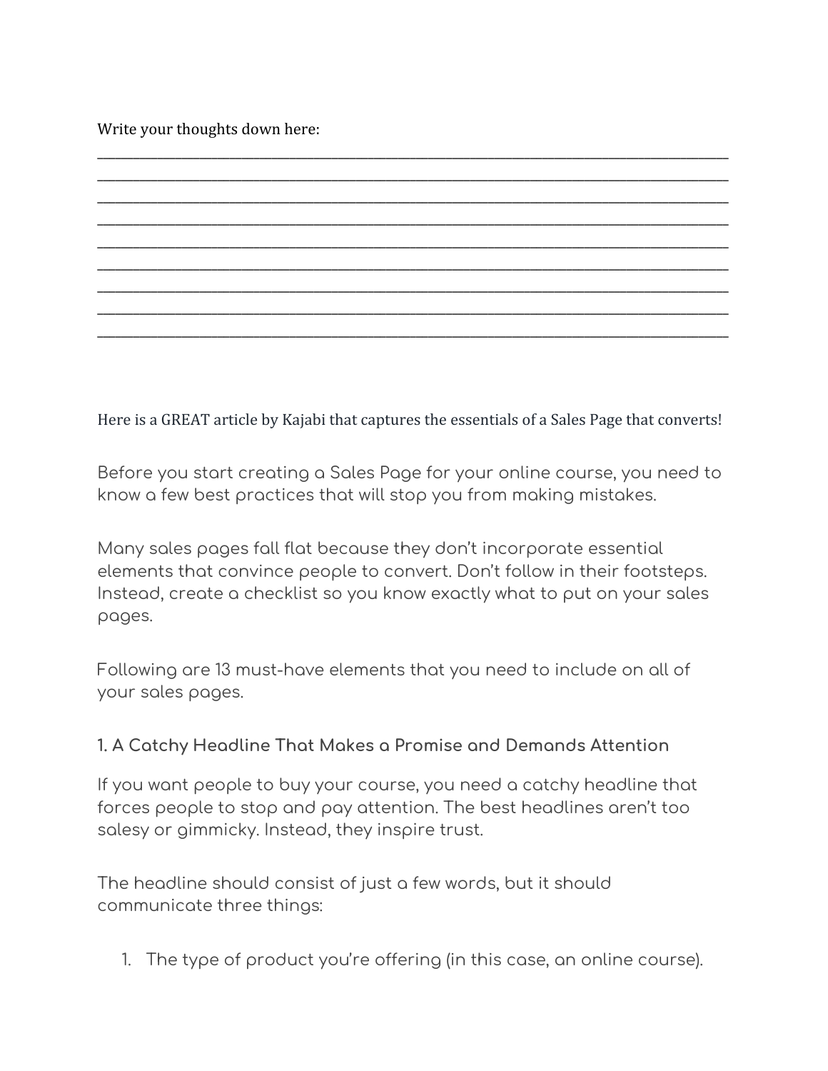Write your thoughts down here:

\_\_\_\_\_\_\_\_\_\_\_\_\_\_\_\_\_\_\_\_\_\_\_\_\_\_\_\_\_\_\_\_\_\_\_\_\_\_\_\_\_\_\_\_\_\_\_\_\_\_\_\_\_\_\_\_\_\_\_\_\_\_\_\_\_\_\_\_\_\_\_\_\_\_\_\_\_\_

\_\_\_\_\_\_\_\_\_\_\_\_\_\_\_\_\_\_\_\_\_\_\_\_\_\_\_\_\_\_\_\_\_\_\_\_\_\_\_\_\_\_\_\_\_\_\_\_\_\_\_\_\_\_\_\_\_\_\_\_\_\_\_\_\_\_\_\_\_\_\_\_\_\_\_\_\_\_

\_\_\_\_\_\_\_\_\_\_\_\_\_\_\_\_\_\_\_\_\_\_\_\_\_\_\_\_\_\_\_\_\_\_\_\_\_\_\_\_\_\_\_\_\_\_\_\_\_\_\_\_\_\_\_\_\_\_\_\_\_\_\_\_\_\_\_\_\_\_\_\_\_\_\_\_\_\_

\_\_\_\_\_\_\_\_\_\_\_\_\_\_\_\_\_\_\_\_\_\_\_\_\_\_\_\_\_\_\_\_\_\_\_\_\_\_\_\_\_\_\_\_\_\_\_\_\_\_\_\_\_\_\_\_\_\_\_\_\_\_\_\_\_\_\_\_\_\_\_\_\_\_\_\_\_\_

\_\_\_\_\_\_\_\_\_\_\_\_\_\_\_\_\_\_\_\_\_\_\_\_\_\_\_\_\_\_\_\_\_\_\_\_\_\_\_\_\_\_\_\_\_\_\_\_\_\_\_\_\_\_\_\_\_\_\_\_\_\_\_\_\_\_\_\_\_\_\_\_\_\_\_\_\_\_

\_\_\_\_\_\_\_\_\_\_\_\_\_\_\_\_\_\_\_\_\_\_\_\_\_\_\_\_\_\_\_\_\_\_\_\_\_\_\_\_\_\_\_\_\_\_\_\_\_\_\_\_\_\_\_\_\_\_\_\_\_\_\_\_\_\_\_\_\_\_\_\_\_\_\_\_\_\_

\_\_\_\_\_\_\_\_\_\_\_\_\_\_\_\_\_\_\_\_\_\_\_\_\_\_\_\_\_\_\_\_\_\_\_\_\_\_\_\_\_\_\_\_\_\_\_\_\_\_\_\_\_\_\_\_\_\_\_\_\_\_\_\_\_\_\_\_\_\_\_\_\_\_\_\_\_\_

\_\_\_\_\_\_\_\_\_\_\_\_\_\_\_\_\_\_\_\_\_\_\_\_\_\_\_\_\_\_\_\_\_\_\_\_\_\_\_\_\_\_\_\_\_\_\_\_\_\_\_\_\_\_\_\_\_\_\_\_\_\_\_\_\_\_\_\_\_\_\_\_\_\_\_\_\_\_

\_\_\_\_\_\_\_\_\_\_\_\_\_\_\_\_\_\_\_\_\_\_\_\_\_\_\_\_\_\_\_\_\_\_\_\_\_\_\_\_\_\_\_\_\_\_\_\_\_\_\_\_\_\_\_\_\_\_\_\_\_\_\_\_\_\_\_\_\_\_\_\_\_\_\_\_\_\_

Here is a GREAT article by Kajabi that captures the essentials of a Sales Page that converts!

Before you start creating a Sales Page for your online course, you need to know a few best practices that will stop you from making mistakes.

Many sales pages fall flat because they don't incorporate essential elements that convince people to convert. Don't follow in their footsteps. Instead, create a checklist so you know exactly what to put on your sales pages.

Following are 13 must-have elements that you need to include on all of your sales pages.

### 1. A Catchy Headline That Makes a Promise and Demands Attention

If you want people to buy your course, you need a catchy headline that forces people to stop and pay attention. The best headlines aren't too salesy or gimmicky. Instead, they inspire trust.

The headline should consist of just a few words, but it should communicate three things:

1. The type of product you're offering (in this case, an online course).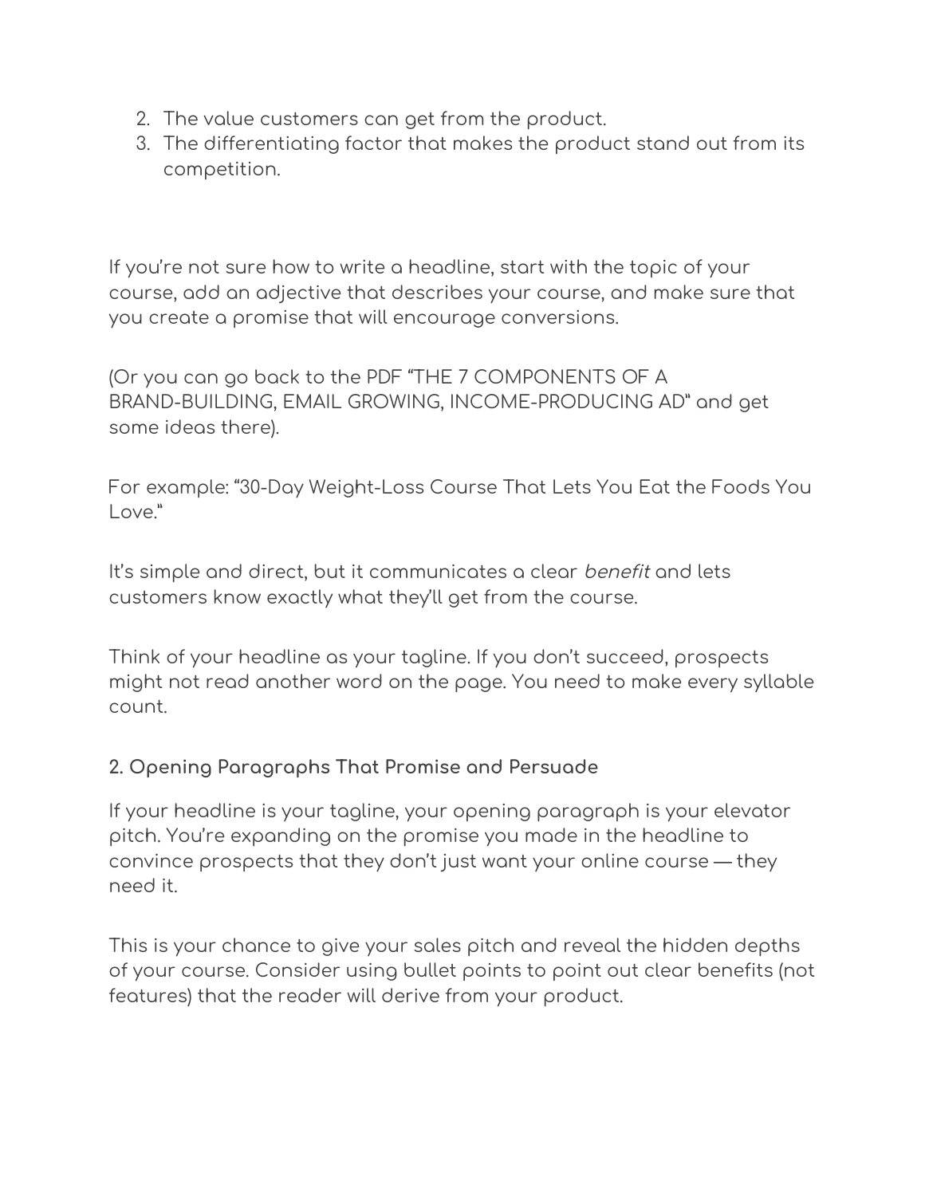2. The value customers can get from the product.
3. The differentiating factor that makes the product stand out from its competition.

If you're not sure how to write a headline, start with the topic of your course, add an adjective that describes your course, and make sure that you create a promise that will encourage conversions.

(Or you can go back to the PDF "THE 7 COMPONENTS OF A BRAND-BUILDING, EMAIL GROWING, INCOME-PRODUCING AD" and get some ideas there).

For example: "30-Day Weight-Loss Course That Lets You Eat the Foods You Love."

It's simple and direct, but it communicates a clear *benefit* and lets customers know exactly what they'll get from the course.

Think of your headline as your tagline. If you don't succeed, prospects might not read another word on the page. You need to make every syllable count.

### 2. Opening Paragraphs That Promise and Persuade

If your headline is your tagline, your opening paragraph is your elevator pitch. You're expanding on the promise you made in the headline to convince prospects that they don't just want your online course — they need it.

This is your chance to give your sales pitch and reveal the hidden depths of your course. Consider using bullet points to point out clear benefits (not features) that the reader will derive from your product.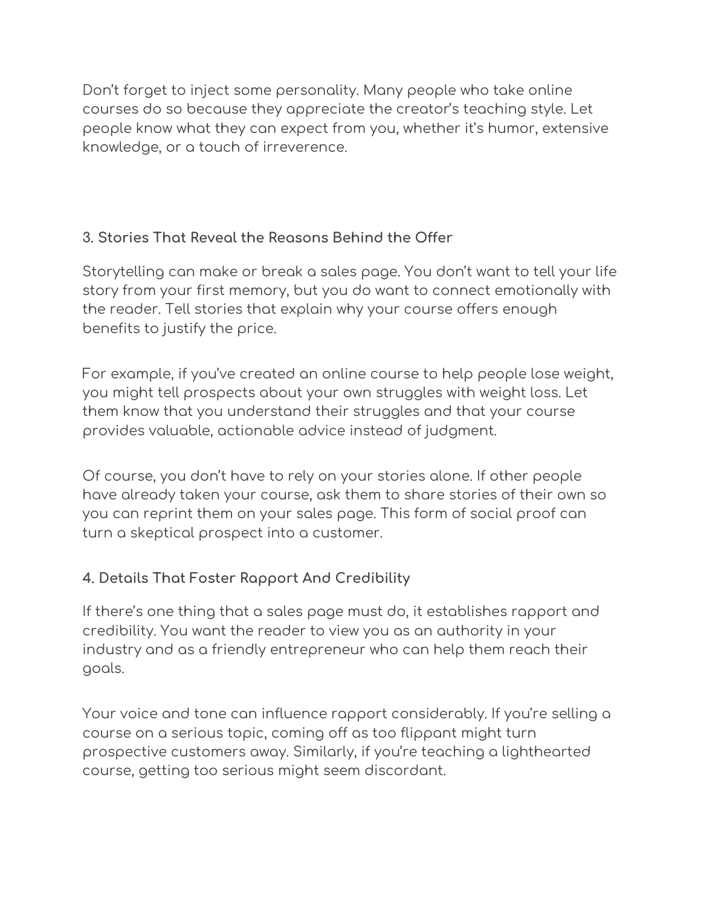Don't forget to inject some personality. Many people who take online courses do so because they appreciate the creator's teaching style. Let people know what they can expect from you, whether it's humor, extensive knowledge, or a touch of irreverence.

### 3. Stories That Reveal the Reasons Behind the Offer

Storytelling can make or break a sales page. You don't want to tell your life story from your first memory, but you do want to connect emotionally with the reader. Tell stories that explain why your course offers enough benefits to justify the price.

For example, if you've created an online course to help people lose weight, you might tell prospects about your own struggles with weight loss. Let them know that you understand their struggles and that your course provides valuable, actionable advice instead of judgment.

Of course, you don't have to rely on your stories alone. If other people have already taken your course, ask them to share stories of their own so you can reprint them on your sales page. This form of social proof can turn a skeptical prospect into a customer.

### 4. Details That Foster Rapport And Credibility

If there's one thing that a sales page must do, it establishes rapport and credibility. You want the reader to view you as an authority in your industry and as a friendly entrepreneur who can help them reach their goals.

Your voice and tone can influence rapport considerably. If you're selling a course on a serious topic, coming off as too flippant might turn prospective customers away. Similarly, if you're teaching a lighthearted course, getting too serious might seem discordant.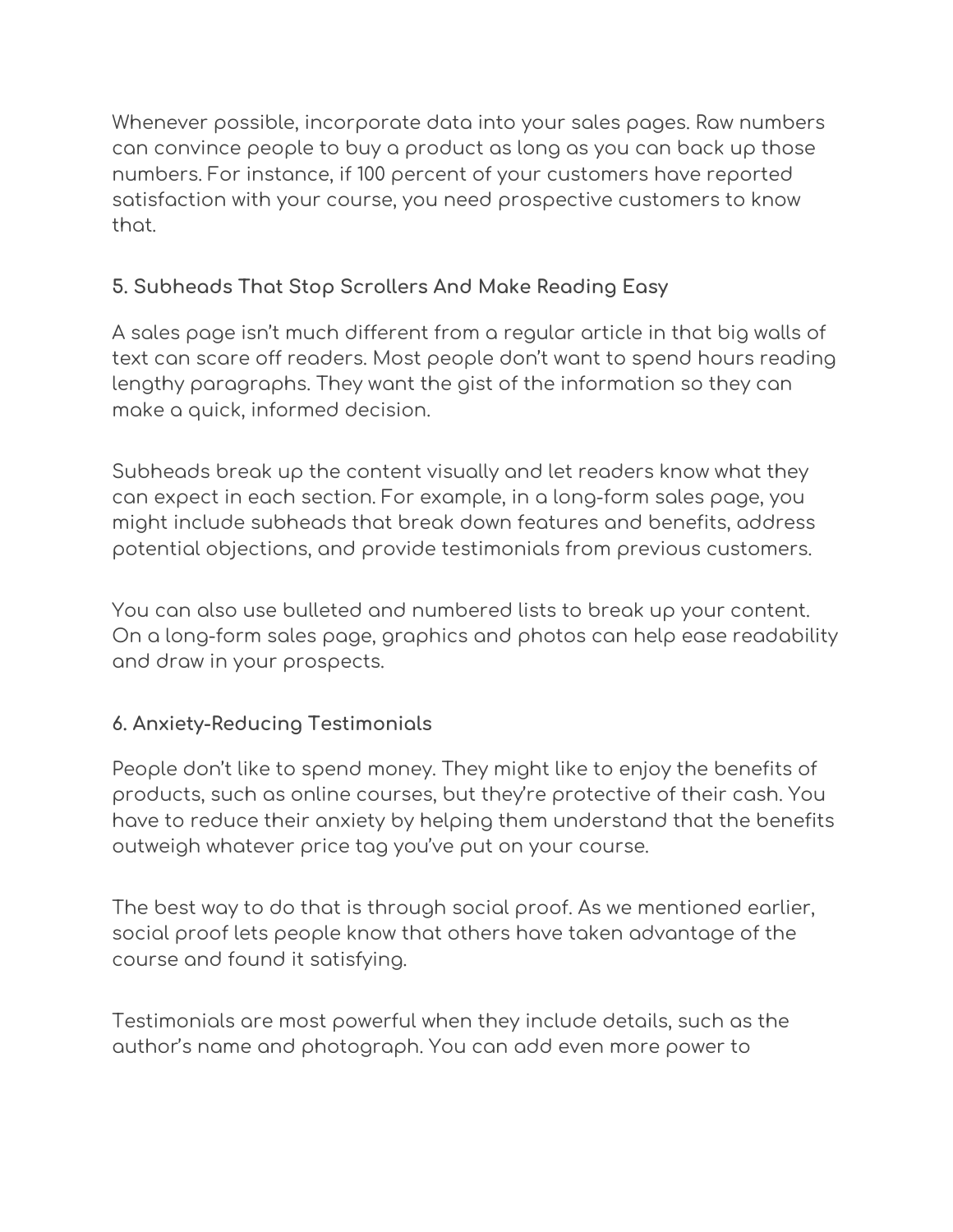Whenever possible, incorporate data into your sales pages. Raw numbers can convince people to buy a product as long as you can back up those numbers. For instance, if 100 percent of your customers have reported satisfaction with your course, you need prospective customers to know that.

### 5. Subheads That Stop Scrollers And Make Reading Easy

A sales page isn't much different from a regular article in that big walls of text can scare off readers. Most people don't want to spend hours reading lengthy paragraphs. They want the gist of the information so they can make a quick, informed decision.

Subheads break up the content visually and let readers know what they can expect in each section. For example, in a long-form sales page, you might include subheads that break down features and benefits, address potential objections, and provide testimonials from previous customers.

You can also use bulleted and numbered lists to break up your content. On a long-form sales page, graphics and photos can help ease readability and draw in your prospects.

### 6. Anxiety-Reducing Testimonials

People don't like to spend money. They might like to enjoy the benefits of products, such as online courses, but they're protective of their cash. You have to reduce their anxiety by helping them understand that the benefits outweigh whatever price tag you've put on your course.

The best way to do that is through social proof. As we mentioned earlier, social proof lets people know that others have taken advantage of the course and found it satisfying.

Testimonials are most powerful when they include details, such as the author's name and photograph. You can add even more power to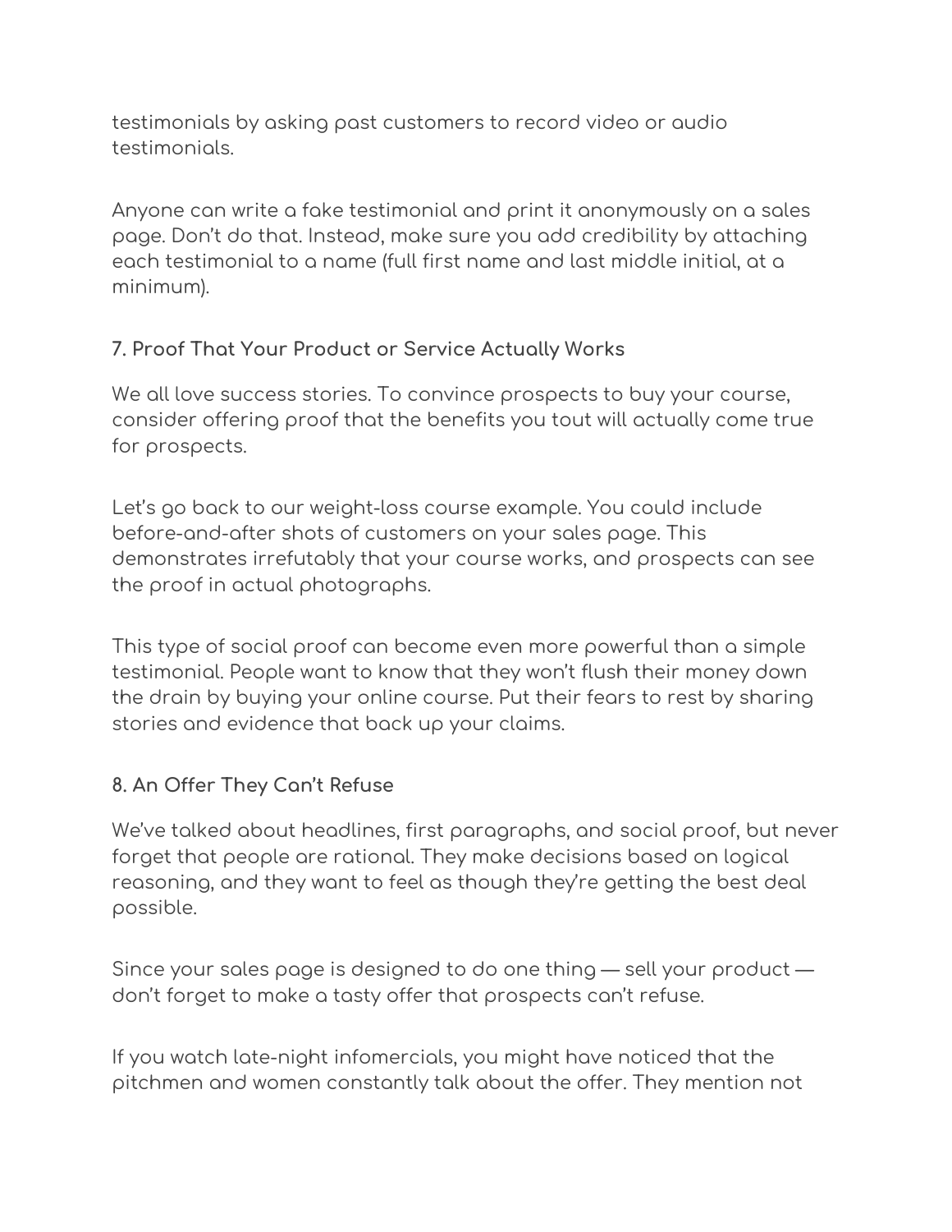testimonials by asking past customers to record video or audio testimonials.

Anyone can write a fake testimonial and print it anonymously on a sales page. Don't do that. Instead, make sure you add credibility by attaching each testimonial to a name (full first name and last middle initial, at a minimum).

### 7. Proof That Your Product or Service Actually Works

We all love success stories. To convince prospects to buy your course, consider offering proof that the benefits you tout will actually come true for prospects.

Let's go back to our weight-loss course example. You could include before-and-after shots of customers on your sales page. This demonstrates irrefutably that your course works, and prospects can see the proof in actual photographs.

This type of social proof can become even more powerful than a simple testimonial. People want to know that they won't flush their money down the drain by buying your online course. Put their fears to rest by sharing stories and evidence that back up your claims.

### 8. An Offer They Can't Refuse

We've talked about headlines, first paragraphs, and social proof, but never forget that people are rational. They make decisions based on logical reasoning, and they want to feel as though they're getting the best deal possible.

Since your sales page is designed to do one thing — sell your product — don't forget to make a tasty offer that prospects can't refuse.

If you watch late-night infomercials, you might have noticed that the pitchmen and women constantly talk about the offer. They mention not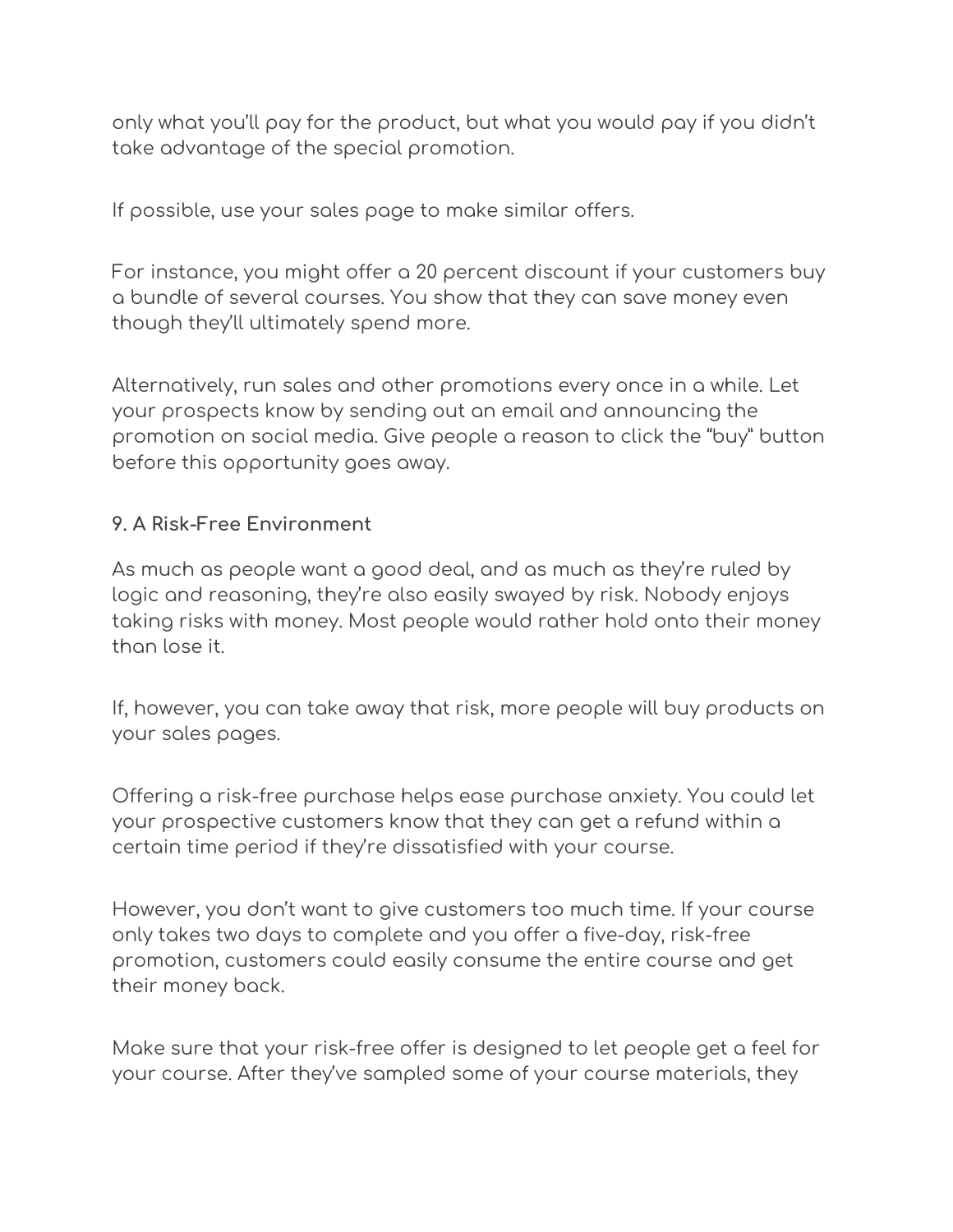only what you'll pay for the product, but what you would pay if you didn't take advantage of the special promotion.

If possible, use your sales page to make similar offers.

For instance, you might offer a 20 percent discount if your customers buy a bundle of several courses. You show that they can save money even though they'll ultimately spend more.

Alternatively, run sales and other promotions every once in a while. Let your prospects know by sending out an email and announcing the promotion on social media. Give people a reason to click the "buy" button before this opportunity goes away.

### 9. A Risk-Free Environment

As much as people want a good deal, and as much as they're ruled by logic and reasoning, they're also easily swayed by risk. Nobody enjoys taking risks with money. Most people would rather hold onto their money than lose it.

If, however, you can take away that risk, more people will buy products on your sales pages.

Offering a risk-free purchase helps ease purchase anxiety. You could let your prospective customers know that they can get a refund within a certain time period if they're dissatisfied with your course.

However, you don't want to give customers too much time. If your course only takes two days to complete and you offer a five-day, risk-free promotion, customers could easily consume the entire course and get their money back.

Make sure that your risk-free offer is designed to let people get a feel for your course. After they've sampled some of your course materials, they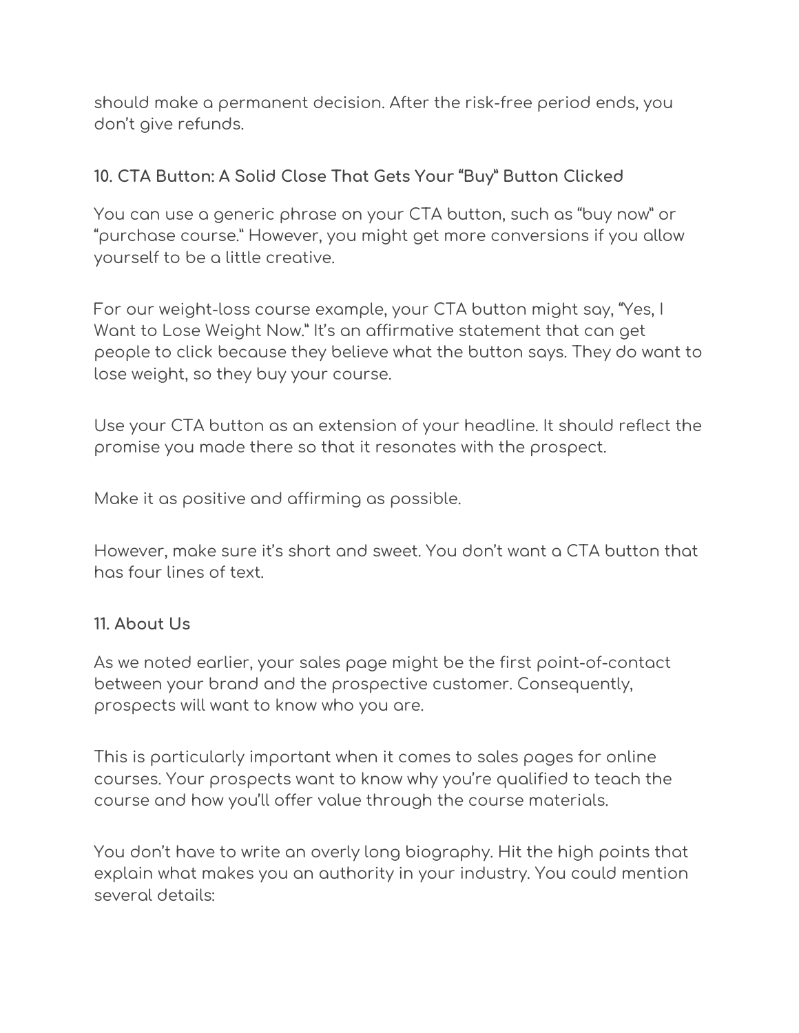should make a permanent decision. After the risk-free period ends, you don't give refunds.

### 10. CTA Button: A Solid Close That Gets Your "Buy" Button Clicked

You can use a generic phrase on your CTA button, such as "buy now" or "purchase course." However, you might get more conversions if you allow yourself to be a little creative.

For our weight-loss course example, your CTA button might say, "Yes, I Want to Lose Weight Now." It's an affirmative statement that can get people to click because they believe what the button says. They do want to lose weight, so they buy your course.

Use your CTA button as an extension of your headline. It should reflect the promise you made there so that it resonates with the prospect.

Make it as positive and affirming as possible.

However, make sure it's short and sweet. You don't want a CTA button that has four lines of text.

### 11. About Us

As we noted earlier, your sales page might be the first point-of-contact between your brand and the prospective customer. Consequently, prospects will want to know who you are.

This is particularly important when it comes to sales pages for online courses. Your prospects want to know why you're qualified to teach the course and how you'll offer value through the course materials.

You don't have to write an overly long biography. Hit the high points that explain what makes you an authority in your industry. You could mention several details: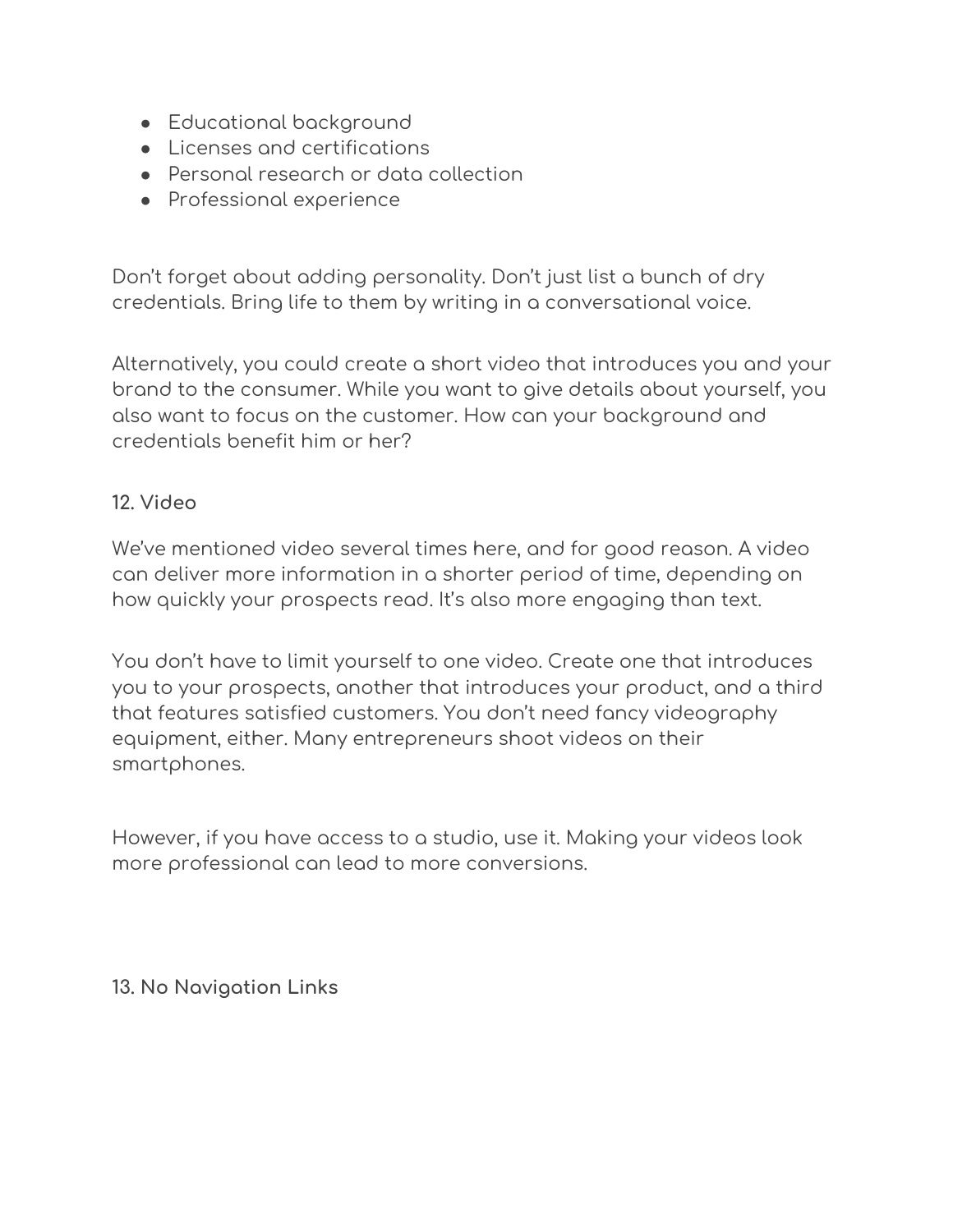- Educational background
- Licenses and certifications
- Personal research or data collection
- Professional experience

Don't forget about adding personality. Don't just list a bunch of dry credentials. Bring life to them by writing in a conversational voice.

Alternatively, you could create a short video that introduces you and your brand to the consumer. While you want to give details about yourself, you also want to focus on the customer. How can your background and credentials benefit him or her?

**12. Video**

We've mentioned video several times here, and for good reason. A video can deliver more information in a shorter period of time, depending on how quickly your prospects read. It's also more engaging than text.

You don't have to limit yourself to one video. Create one that introduces you to your prospects, another that introduces your product, and a third that features satisfied customers. You don't need fancy videography equipment, either. Many entrepreneurs shoot videos on their smartphones.

However, if you have access to a studio, use it. Making your videos look more professional can lead to more conversions.

**13. No Navigation Links**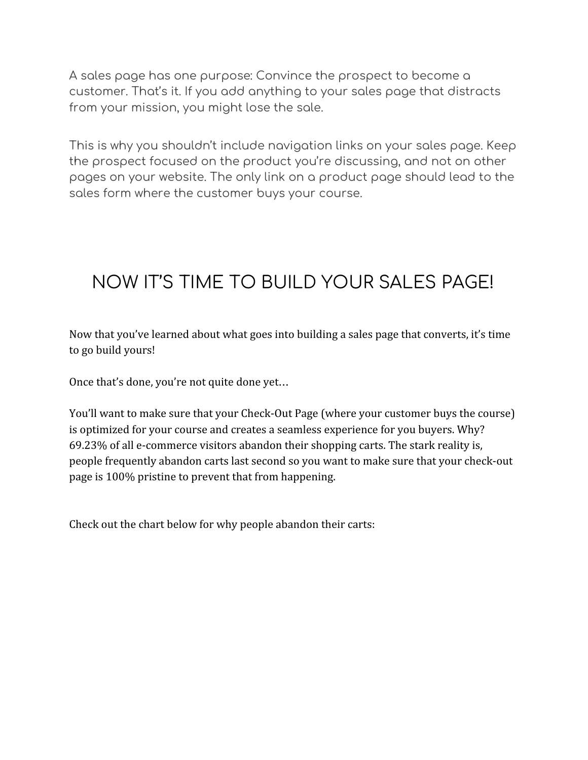A sales page has one purpose: Convince the prospect to become a customer. That's it. If you add anything to your sales page that distracts from your mission, you might lose the sale.

This is why you shouldn't include navigation links on your sales page. Keep the prospect focused on the product you're discussing, and not on other pages on your website. The only link on a product page should lead to the sales form where the customer buys your course.

## NOW IT'S TIME TO BUILD YOUR SALES PAGE!

Now that you've learned about what goes into building a sales page that converts, it's time to go build yours!

Once that's done, you're not quite done yet…

You'll want to make sure that your Check-Out Page (where your customer buys the course) is optimized for your course and creates a seamless experience for you buyers. Why? 69.23% of all e-commerce visitors abandon their shopping carts. The stark reality is, people frequently abandon carts last second so you want to make sure that your check-out page is 100% pristine to prevent that from happening.

Check out the chart below for why people abandon their carts: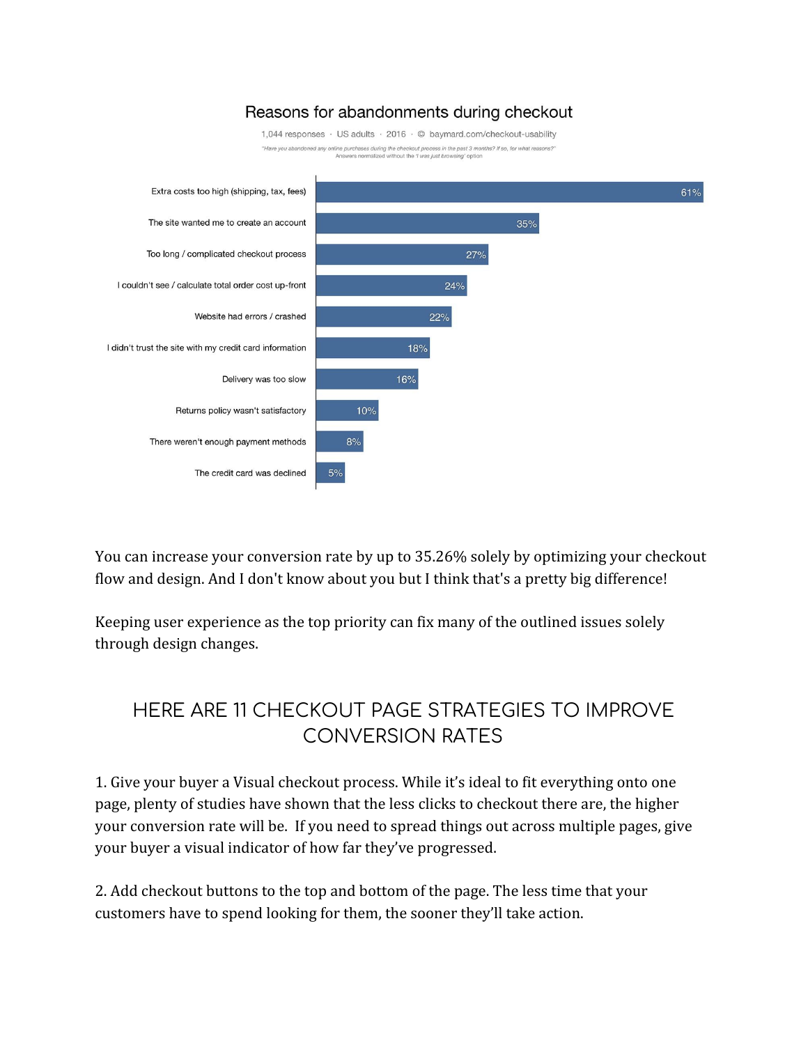## Reasons for abandonments during checkout

1,044 responses · US adults · 2016 · © baymard.com/checkout-usability

"Have you abandoned any online purchases during the checkout process in the past 3 months? If so, for what reasons?"
Answers normalized without the 'I was just browsing' option

| Reason | Percentage |
| --- | --- |
| Extra costs too high (shipping, tax, fees) | 61% |
| The site wanted me to create an account | 35% |
| Too long / complicated checkout process | 27% |
| I couldn't see / calculate total order cost up-front | 24% |
| Website had errors / crashed | 22% |
| I didn't trust the site with my credit card information | 18% |
| Delivery was too slow | 16% |
| Returns policy wasn't satisfactory | 10% |
| There weren't enough payment methods | 8% |
| The credit card was declined | 5% |

You can increase your conversion rate by up to 35.26% solely by optimizing your checkout flow and design. And I don't know about you but I think that's a pretty big difference!

Keeping user experience as the top priority can fix many of the outlined issues solely through design changes.

## HERE ARE 11 CHECKOUT PAGE STRATEGIES TO IMPROVE CONVERSION RATES

1. Give your buyer a Visual checkout process. While it's ideal to fit everything onto one page, plenty of studies have shown that the less clicks to checkout there are, the higher your conversion rate will be. If you need to spread things out across multiple pages, give your buyer a visual indicator of how far they've progressed.

2. Add checkout buttons to the top and bottom of the page. The less time that your customers have to spend looking for them, the sooner they'll take action.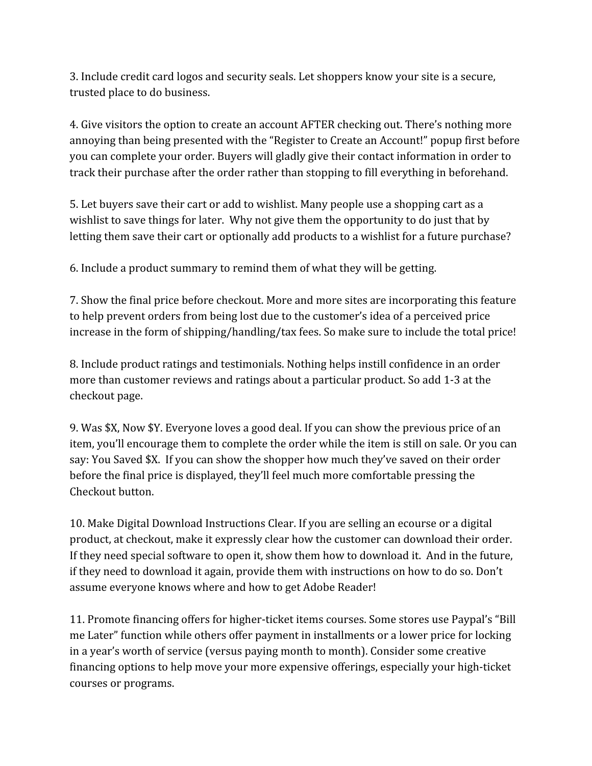3. Include credit card logos and security seals. Let shoppers know your site is a secure, trusted place to do business.

4. Give visitors the option to create an account AFTER checking out. There's nothing more annoying than being presented with the "Register to Create an Account!" popup first before you can complete your order. Buyers will gladly give their contact information in order to track their purchase after the order rather than stopping to fill everything in beforehand.

5. Let buyers save their cart or add to wishlist. Many people use a shopping cart as a wishlist to save things for later. Why not give them the opportunity to do just that by letting them save their cart or optionally add products to a wishlist for a future purchase?

6. Include a product summary to remind them of what they will be getting.

7. Show the final price before checkout. More and more sites are incorporating this feature to help prevent orders from being lost due to the customer's idea of a perceived price increase in the form of shipping/handling/tax fees. So make sure to include the total price!

8. Include product ratings and testimonials. Nothing helps instill confidence in an order more than customer reviews and ratings about a particular product. So add 1-3 at the checkout page.

9. Was $X, Now $Y. Everyone loves a good deal. If you can show the previous price of an item, you'll encourage them to complete the order while the item is still on sale. Or you can say: You Saved $X. If you can show the shopper how much they've saved on their order before the final price is displayed, they'll feel much more comfortable pressing the Checkout button.

10. Make Digital Download Instructions Clear. If you are selling an ecourse or a digital product, at checkout, make it expressly clear how the customer can download their order. If they need special software to open it, show them how to download it. And in the future, if they need to download it again, provide them with instructions on how to do so. Don't assume everyone knows where and how to get Adobe Reader!

11. Promote financing offers for higher-ticket items courses. Some stores use Paypal's "Bill me Later" function while others offer payment in installments or a lower price for locking in a year's worth of service (versus paying month to month). Consider some creative financing options to help move your more expensive offerings, especially your high-ticket courses or programs.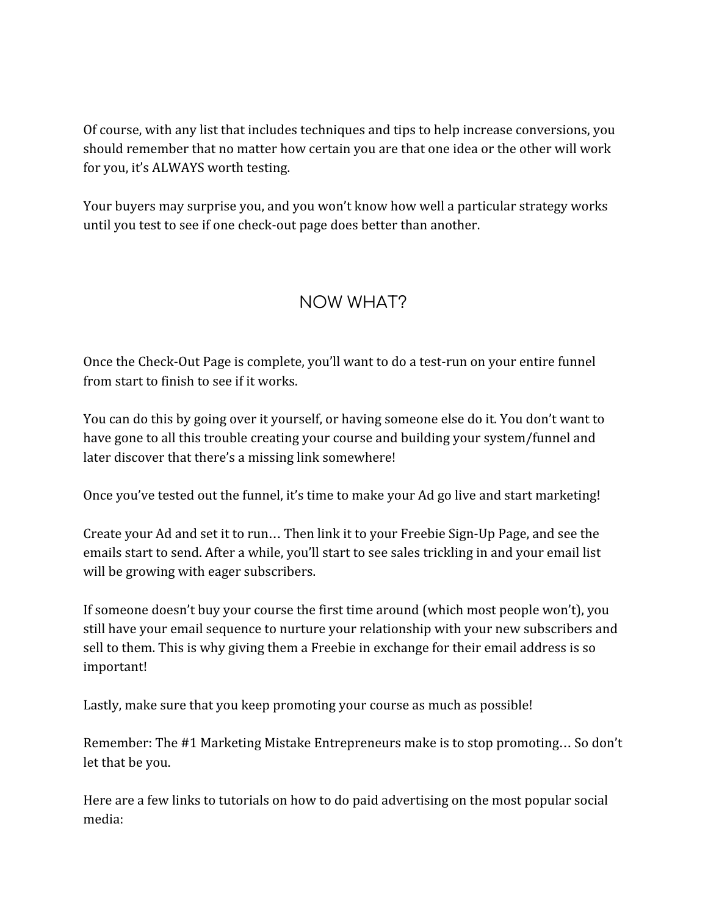Of course, with any list that includes techniques and tips to help increase conversions, you should remember that no matter how certain you are that one idea or the other will work for you, it's ALWAYS worth testing.

Your buyers may surprise you, and you won't know how well a particular strategy works until you test to see if one check-out page does better than another.

## NOW WHAT?

Once the Check-Out Page is complete, you'll want to do a test-run on your entire funnel from start to finish to see if it works.

You can do this by going over it yourself, or having someone else do it. You don't want to have gone to all this trouble creating your course and building your system/funnel and later discover that there's a missing link somewhere!

Once you've tested out the funnel, it's time to make your Ad go live and start marketing!

Create your Ad and set it to run… Then link it to your Freebie Sign-Up Page, and see the emails start to send. After a while, you'll start to see sales trickling in and your email list will be growing with eager subscribers.

If someone doesn't buy your course the first time around (which most people won't), you still have your email sequence to nurture your relationship with your new subscribers and sell to them. This is why giving them a Freebie in exchange for their email address is so important!

Lastly, make sure that you keep promoting your course as much as possible!

Remember: The #1 Marketing Mistake Entrepreneurs make is to stop promoting… So don't let that be you.

Here are a few links to tutorials on how to do paid advertising on the most popular social media: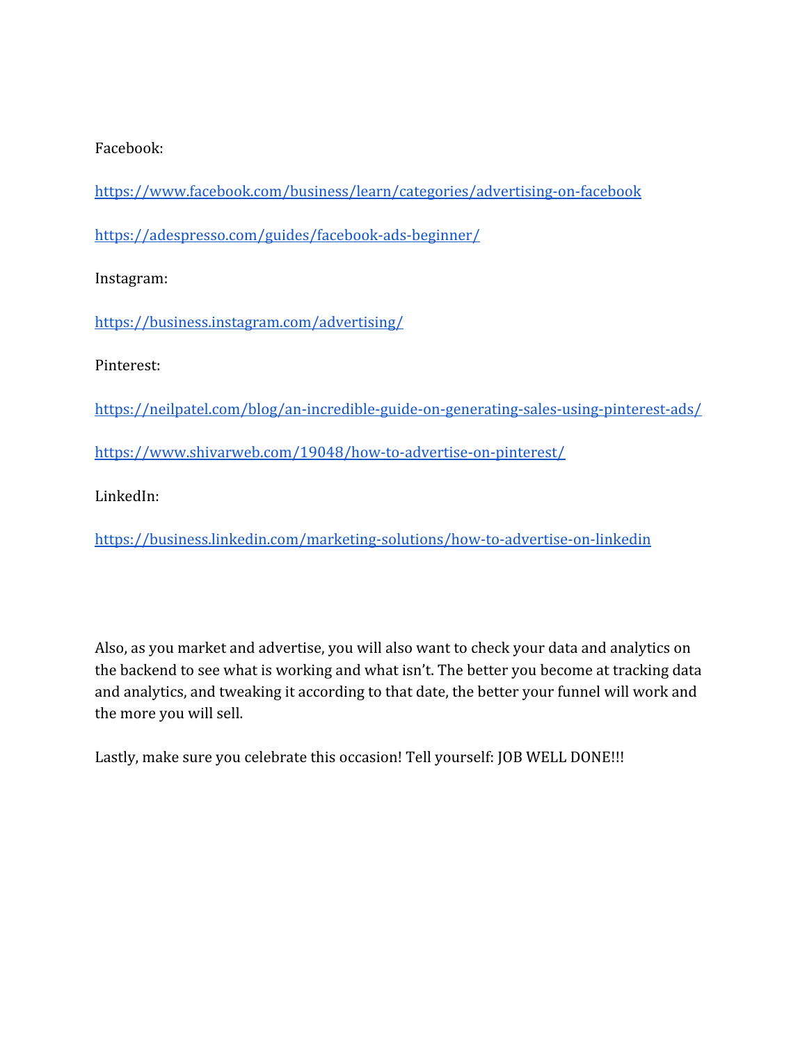Facebook:

https://www.facebook.com/business/learn/categories/advertising-on-facebook

https://adespresso.com/guides/facebook-ads-beginner/

Instagram:

https://business.instagram.com/advertising/

Pinterest:

https://neilpatel.com/blog/an-incredible-guide-on-generating-sales-using-pinterest-ads/

https://www.shivarweb.com/19048/how-to-advertise-on-pinterest/

LinkedIn:

https://business.linkedin.com/marketing-solutions/how-to-advertise-on-linkedin

Also, as you market and advertise, you will also want to check your data and analytics on the backend to see what is working and what isn't. The better you become at tracking data and analytics, and tweaking it according to that date, the better your funnel will work and the more you will sell.

Lastly, make sure you celebrate this occasion! Tell yourself: JOB WELL DONE!!!